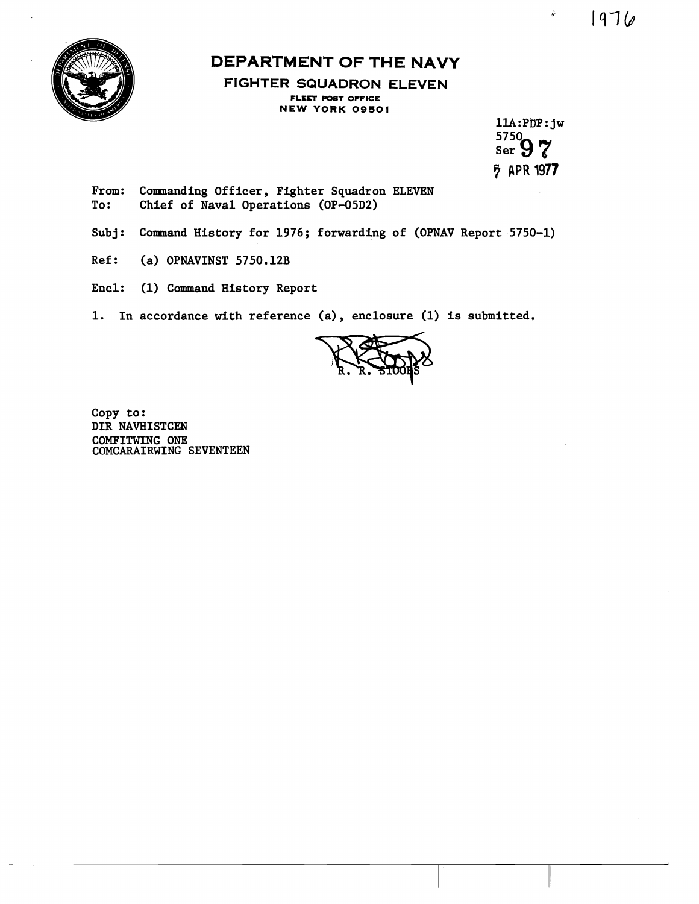1976

# DEPARTMENT OF THE NAVY

## FIGHTER SQUADRON ELEVEN

FLEET POST OFFICE
NEW YORK 09501

11A:PDP:jw
5750
Ser 97
7 APR 1977

From: Commanding Officer, Fighter Squadron ELEVEN
To: Chief of Naval Operations (OP-05D2)

Subj: Command History for 1976; forwarding of (OPNAV Report 5750-1)

Ref: (a) OPNAVINST 5750.12B

Encl: (1) Command History Report

1. In accordance with reference (a), enclosure (1) is submitted.

R. R. STOOPS

Copy to:
DIR NAVHISTCEN
COMFITWING ONE
COMCARAIRWING SEVENTEEN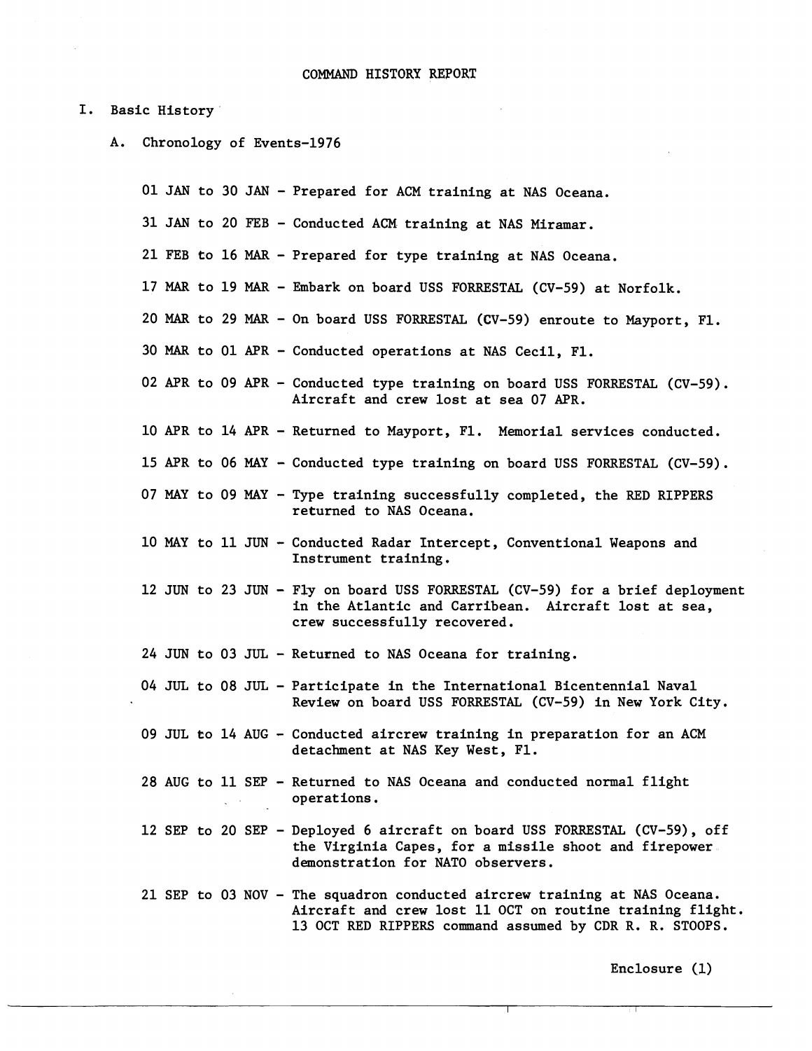# COMMAND HISTORY REPORT

## I. Basic History

### A. Chronology of Events-1976

01 JAN to 30 JAN - Prepared for ACM training at NAS Oceana.

31 JAN to 20 FEB - Conducted ACM training at NAS Miramar.

21 FEB to 16 MAR - Prepared for type training at NAS Oceana.

17 MAR to 19 MAR - Embark on board USS FORRESTAL (CV-59) at Norfolk.

20 MAR to 29 MAR - On board USS FORRESTAL (CV-59) enroute to Mayport, Fl.

30 MAR to 01 APR - Conducted operations at NAS Cecil, Fl.

02 APR to 09 APR - Conducted type training on board USS FORRESTAL (CV-59). Aircraft and crew lost at sea 07 APR.

10 APR to 14 APR - Returned to Mayport, Fl. Memorial services conducted.

15 APR to 06 MAY - Conducted type training on board USS FORRESTAL (CV-59).

07 MAY to 09 MAY - Type training successfully completed, the RED RIPPERS returned to NAS Oceana.

10 MAY to 11 JUN - Conducted Radar Intercept, Conventional Weapons and Instrument training.

12 JUN to 23 JUN - Fly on board USS FORRESTAL (CV-59) for a brief deployment in the Atlantic and Carribean. Aircraft lost at sea, crew successfully recovered.

24 JUN to 03 JUL - Returned to NAS Oceana for training.

04 JUL to 08 JUL - Participate in the International Bicentennial Naval Review on board USS FORRESTAL (CV-59) in New York City.

09 JUL to 14 AUG - Conducted aircrew training in preparation for an ACM detachment at NAS Key West, Fl.

28 AUG to 11 SEP - Returned to NAS Oceana and conducted normal flight operations.

12 SEP to 20 SEP - Deployed 6 aircraft on board USS FORRESTAL (CV-59), off the Virginia Capes, for a missile shoot and firepower demonstration for NATO observers.

21 SEP to 03 NOV - The squadron conducted aircrew training at NAS Oceana. Aircraft and crew lost 11 OCT on routine training flight. 13 OCT RED RIPPERS command assumed by CDR R. R. STOOPS.

Enclosure (1)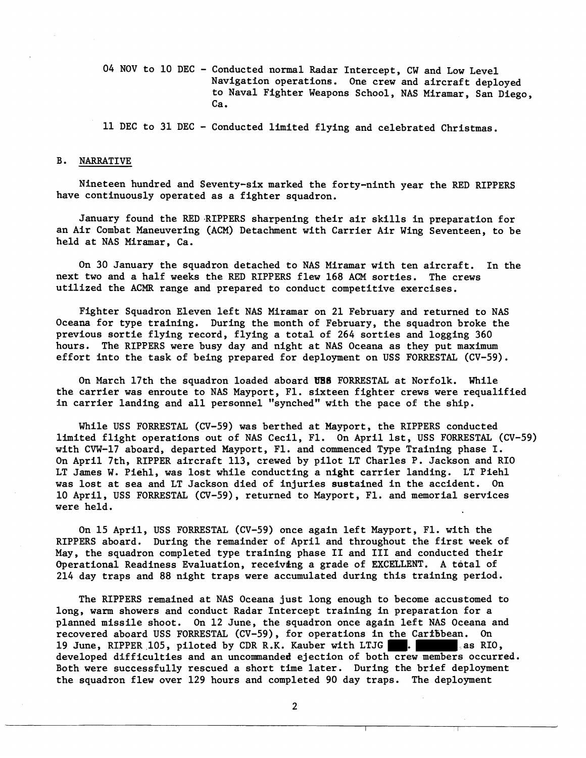04 NOV to 10 DEC - Conducted normal Radar Intercept, CW and Low Level Navigation operations. One crew and aircraft deployed to Naval Fighter Weapons School, NAS Miramar, San Diego, Ca.

11 DEC to 31 DEC - Conducted limited flying and celebrated Christmas.

## B. NARRATIVE

Nineteen hundred and Seventy-six marked the forty-ninth year the RED RIPPERS have continuously operated as a fighter squadron.

January found the RED RIPPERS sharpening their air skills in preparation for an Air Combat Maneuvering (ACM) Detachment with Carrier Air Wing Seventeen, to be held at NAS Miramar, Ca.

On 30 January the squadron detached to NAS Miramar with ten aircraft. In the next two and a half weeks the RED RIPPERS flew 168 ACM sorties. The crews utilized the ACMR range and prepared to conduct competitive exercises.

Fighter Squadron Eleven left NAS Miramar on 21 February and returned to NAS Oceana for type training. During the month of February, the squadron broke the previous sortie flying record, flying a total of 264 sorties and logging 360 hours. The RIPPERS were busy day and night at NAS Oceana as they put maximum effort into the task of being prepared for deployment on USS FORRESTAL (CV-59).

On March 17th the squadron loaded aboard USS FORRESTAL at Norfolk. While the carrier was enroute to NAS Mayport, Fl. sixteen fighter crews were requalified in carrier landing and all personnel "synched" with the pace of the ship.

While USS FORRESTAL (CV-59) was berthed at Mayport, the RIPPERS conducted limited flight operations out of NAS Cecil, Fl. On April 1st, USS FORRESTAL (CV-59) with CVW-17 aboard, departed Mayport, Fl. and commenced Type Training phase I. On April 7th, RIPPER aircraft 113, crewed by pilot LT Charles P. Jackson and RIO LT James W. Piehl, was lost while conducting a night carrier landing. LT Piehl was lost at sea and LT Jackson died of injuries sustained in the accident. On 10 April, USS FORRESTAL (CV-59), returned to Mayport, Fl. and memorial services were held.

On 15 April, USS FORRESTAL (CV-59) once again left Mayport, Fl. with the RIPPERS aboard. During the remainder of April and throughout the first week of May, the squadron completed type training phase II and III and conducted their Operational Readiness Evaluation, receiving a grade of EXCELLENT. A total of 214 day traps and 88 night traps were accumulated during this training period.

The RIPPERS remained at NAS Oceana just long enough to become accustomed to long, warm showers and conduct Radar Intercept training in preparation for a planned missile shoot. On 12 June, the squadron once again left NAS Oceana and recovered aboard USS FORRESTAL (CV-59), for operations in the Caribbean. On 19 June, RIPPER 105, piloted by CDR R.K. Kauber with LTJG ███. ██████ as RIO, developed difficulties and an uncommanded ejection of both crew members occurred. Both were successfully rescued a short time later. During the brief deployment the squadron flew over 129 hours and completed 90 day traps. The deployment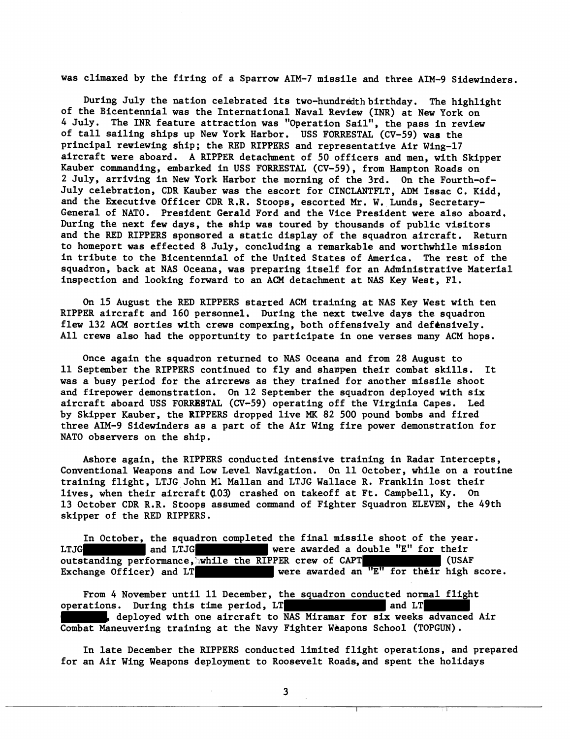was climaxed by the firing of a Sparrow AIM-7 missile and three AIM-9 Sidewinders.

During July the nation celebrated its two-hundredth birthday. The highlight of the Bicentennial was the International Naval Review (INR) at New York on 4 July. The INR feature attraction was "Operation Sail", the pass in review of tall sailing ships up New York Harbor. USS FORRESTAL (CV-59) was the principal reviewing ship; the RED RIPPERS and representative Air Wing-17 aircraft were aboard. A RIPPER detachment of 50 officers and men, with Skipper Kauber commanding, embarked in USS FORRESTAL (CV-59), from Hampton Roads on 2 July, arriving in New York Harbor the morning of the 3rd. On the Fourth-of-July celebration, CDR Kauber was the escort for CINCLANTFLT, ADM Issac C. Kidd, and the Executive Officer CDR R.R. Stoops, escorted Mr. W. Lunds, Secretary-General of NATO. President Gerald Ford and the Vice President were also aboard. During the next few days, the ship was toured by thousands of public visitors and the RED RIPPERS sponsored a static display of the squadron aircraft. Return to homeport was effected 8 July, concluding a remarkable and worthwhile mission in tribute to the Bicentennial of the United States of America. The rest of the squadron, back at NAS Oceana, was preparing itself for an Administrative Material inspection and looking forward to an ACM detachment at NAS Key West, Fl.

On 15 August the RED RIPPERS started ACM training at NAS Key West with ten RIPPER aircraft and 160 personnel. During the next twelve days the squadron flew 132 ACM sorties with crews compexing, both offensively and defensively. All crews also had the opportunity to participate in one verses many ACM hops.

Once again the squadron returned to NAS Oceana and from 28 August to 11 September the RIPPERS continued to fly and sharpen their combat skills. It was a busy period for the aircrews as they trained for another missile shoot and firepower demonstration. On 12 September the squadron deployed with six aircraft aboard USS FORRESTAL (CV-59) operating off the Virginia Capes. Led by Skipper Kauber, the RIPPERS dropped live MK 82 500 pound bombs and fired three AIM-9 Sidewinders as a part of the Air Wing fire power demonstration for NATO observers on the ship.

Ashore again, the RIPPERS conducted intensive training in Radar Intercepts, Conventional Weapons and Low Level Navigation. On 11 October, while on a routine training flight, LTJG John M. Mallan and LTJG Wallace R. Franklin lost their lives, when their aircraft (103) crashed on takeoff at Ft. Campbell, Ky. On 13 October CDR R.R. Stoops assumed command of Fighter Squadron ELEVEN, the 49th skipper of the RED RIPPERS.

In October, the squadron completed the final missile shoot of the year. LTJG ██████ and LTJG ██████ were awarded a double "E" for their outstanding performance, while the RIPPER crew of CAPT ██████ (USAF Exchange Officer) and LT ██████ were awarded an "E" for their high score.

From 4 November until 11 December, the squadron conducted normal flight operations. During this time period, LT ██████ and LT ██████, deployed with one aircraft to NAS Miramar for six weeks advanced Air Combat Maneuvering training at the Navy Fighter Weapons School (TOPGUN).

In late December the RIPPERS conducted limited flight operations, and prepared for an Air Wing Weapons deployment to Roosevelt Roads, and spent the holidays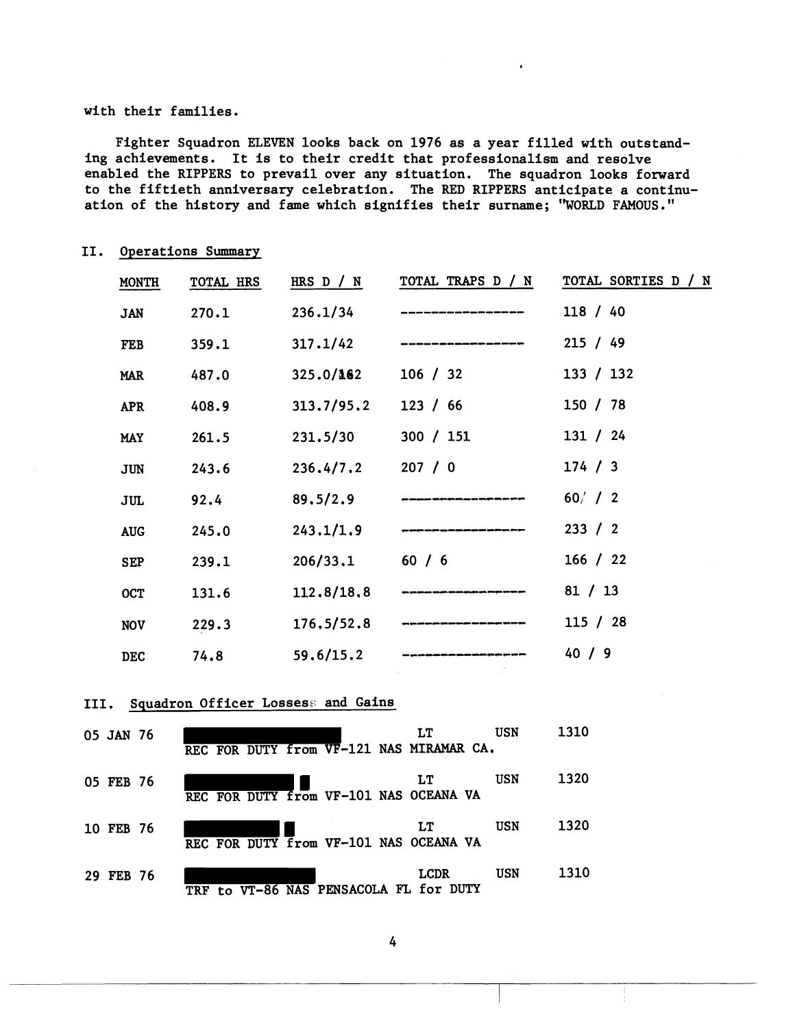with their families.

Fighter Squadron ELEVEN looks back on 1976 as a year filled with outstanding achievements. It is to their credit that professionalism and resolve enabled the RIPPERS to prevail over any situation. The squadron looks forward to the fiftieth anniversary celebration. The RED RIPPERS anticipate a continuation of the history and fame which signifies their surname; "WORLD FAMOUS."

## II. Operations Summary

| MONTH | TOTAL HRS | HRS D / N | TOTAL TRAPS D / N | TOTAL SORTIES D / N |
|---|---|---|---|---|
| JAN | 270.1 | 236.1/34 | ---------------- | 118 / 40 |
| FEB | 359.1 | 317.1/42 | ---------------- | 215 / 49 |
| MAR | 487.0 | 325.0/162 | 106 / 32 | 133 / 132 |
| APR | 408.9 | 313.7/95.2 | 123 / 66 | 150 / 78 |
| MAY | 261.5 | 231.5/30 | 300 / 151 | 131 / 24 |
| JUN | 243.6 | 236.4/7.2 | 207 / 0 | 174 / 3 |
| JUL | 92.4 | 89.5/2.9 | ---------------- | 60 / 2 |
| AUG | 245.0 | 243.1/1.9 | ---------------- | 233 / 2 |
| SEP | 239.1 | 206/33.1 | 60 / 6 | 166 / 22 |
| OCT | 131.6 | 112.8/18.8 | ---------------- | 81 / 13 |
| NOV | 229.3 | 176.5/52.8 | ---------------- | 115 / 28 |
| DEC | 74.8 | 59.6/15.2 | ---------------- | 40 / 9 |

## III. Squadron Officer Losses and Gains

05 JAN 76 [REDACTED] LT USN 1310
REC FOR DUTY from VF-121 NAS MIRAMAR CA.

05 FEB 76 [REDACTED] LT USN 1320
REC FOR DUTY from VF-101 NAS OCEANA VA

10 FEB 76 [REDACTED] LT USN 1320
REC FOR DUTY from VF-101 NAS OCEANA VA

29 FEB 76 [REDACTED] LCDR USN 1310
TRF to VT-86 NAS PENSACOLA FL for DUTY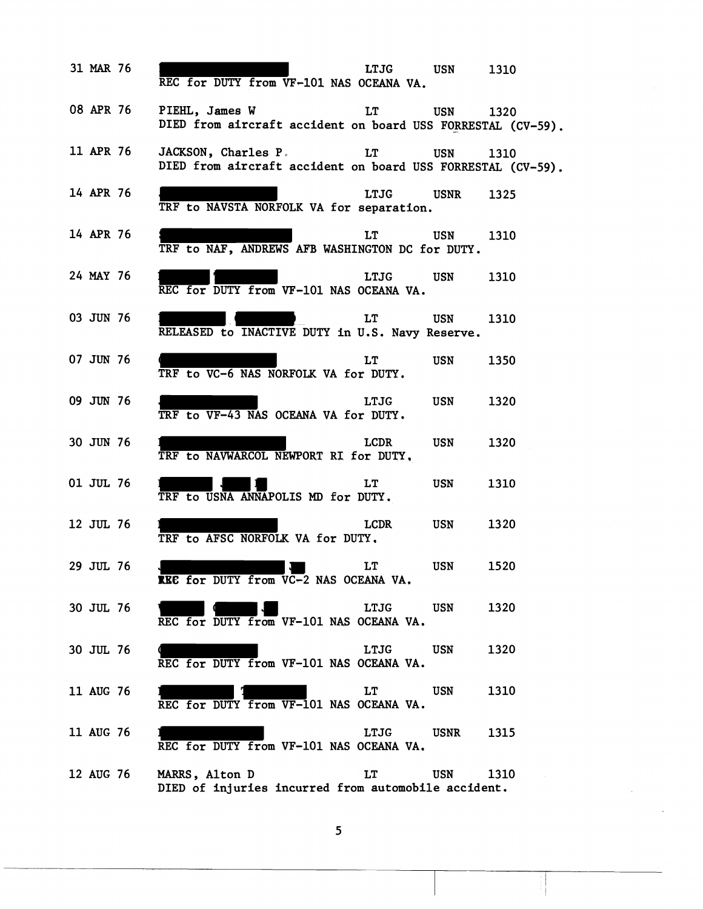31 MAR 76 [REDACTED] LTJG USN 1310
REC for DUTY from VF-101 NAS OCEANA VA.

08 APR 76 PIEHL, James W LT USN 1320
DIED from aircraft accident on board USS FORRESTAL (CV-59).

11 APR 76 JACKSON, Charles P. LT USN 1310
DIED from aircraft accident on board USS FORRESTAL (CV-59).

14 APR 76 [REDACTED] LTJG USNR 1325
TRF to NAVSTA NORFOLK VA for separation.

14 APR 76 [REDACTED] LT USN 1310
TRF to NAF, ANDREWS AFB WASHINGTON DC for DUTY.

24 MAY 76 [REDACTED] LTJG USN 1310
REC for DUTY from VF-101 NAS OCEANA VA.

03 JUN 76 [REDACTED] LT USN 1310
RELEASED to INACTIVE DUTY in U.S. Navy Reserve.

07 JUN 76 [REDACTED] LT USN 1350
TRF to VC-6 NAS NORFOLK VA for DUTY.

09 JUN 76 [REDACTED] LTJG USN 1320
TRF to VF-43 NAS OCEANA VA for DUTY.

30 JUN 76 [REDACTED] LCDR USN 1320
TRF to NAVWARCOL NEWPORT RI for DUTY.

01 JUL 76 [REDACTED] LT USN 1310
TRF to USNA ANNAPOLIS MD for DUTY.

12 JUL 76 [REDACTED] LCDR USN 1320
TRF to AFSC NORFOLK VA for DUTY.

29 JUL 76 [REDACTED] LT USN 1520
REC for DUTY from VC-2 NAS OCEANA VA.

30 JUL 76 [REDACTED] LTJG USN 1320
REC for DUTY from VF-101 NAS OCEANA VA.

30 JUL 76 [REDACTED] LTJG USN 1320
REC for DUTY from VF-101 NAS OCEANA VA.

11 AUG 76 [REDACTED] LT USN 1310
REC for DUTY from VF-101 NAS OCEANA VA.

11 AUG 76 [REDACTED] LTJG USNR 1315
REC for DUTY from VF-101 NAS OCEANA VA.

12 AUG 76 MARRS, Alton D LT USN 1310
DIED of injuries incurred from automobile accident.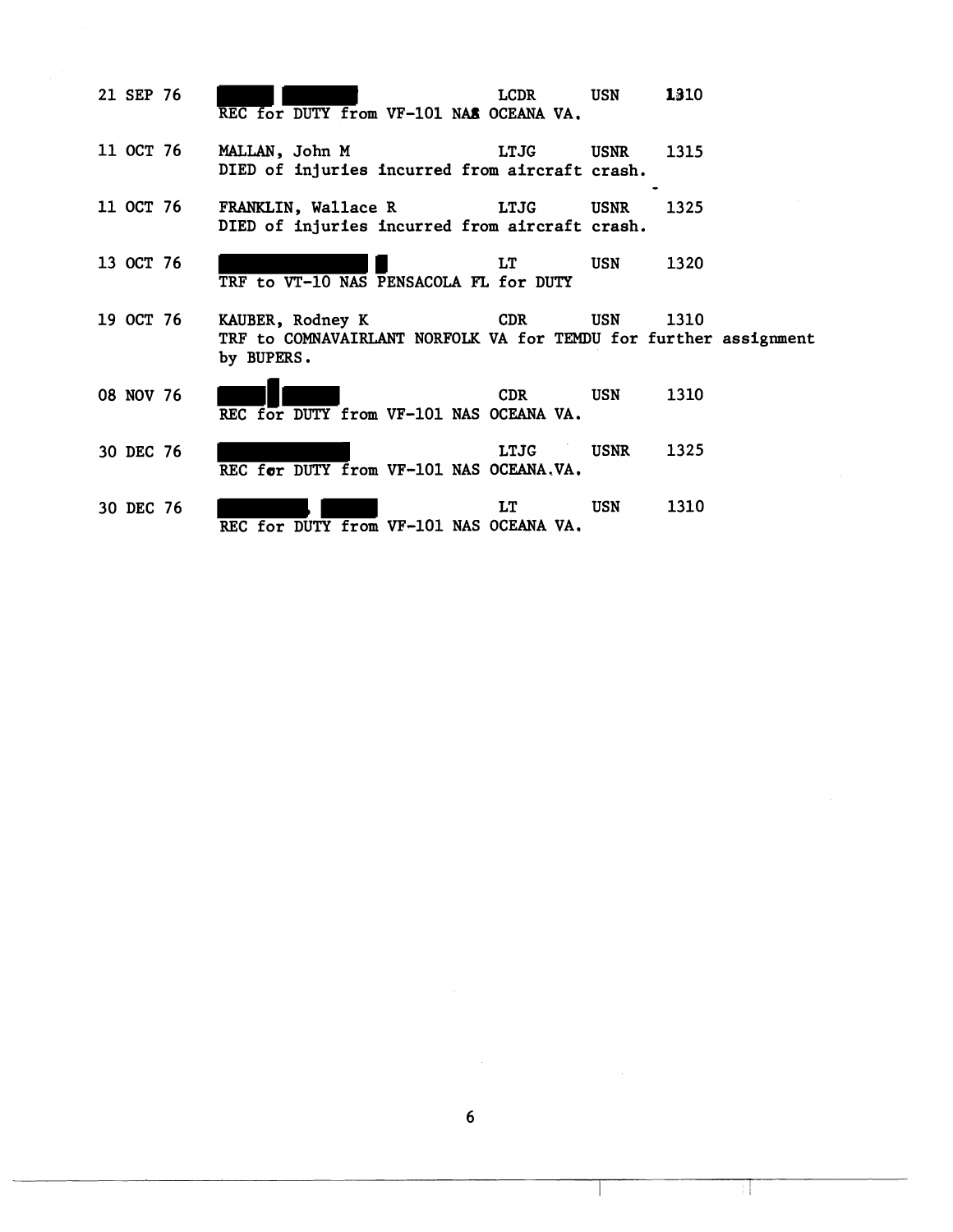| | | | | | |
|---|---|---|---|---|---|
| 21 SEP 76 | ██████ ██████ | LCDR | USN | 1310 | |
| | REC for DUTY from VF-101 NAS OCEANA VA. | | | | |
| 11 OCT 76 | MALLAN, John M | LTJG | USNR | 1315 | |
| | DIED of injuries incurred from aircraft crash. | | | | |
| 11 OCT 76 | FRANKLIN, Wallace R | LTJG | USNR | 1325 | |
| | DIED of injuries incurred from aircraft crash. | | | | |
| 13 OCT 76 | ██████████ █ | LT | USN | 1320 | |
| | TRF to VT-10 NAS PENSACOLA FL for DUTY | | | | |
| 19 OCT 76 | KAUBER, Rodney K | CDR | USN | 1310 | |
| | TRF to COMNAVAIRLANT NORFOLK VA for TEMDU for further assignment by BUPERS. | | | | |
| 08 NOV 76 | ████ █ █████ | CDR | USN | 1310 | |
| | REC for DUTY from VF-101 NAS OCEANA VA. | | | | |
| 30 DEC 76 | ██████████ | LTJG | USNR | 1325 | |
| | REC for DUTY from VF-101 NAS OCEANA.VA. | | | | |
| 30 DEC 76 | ███████, █████ | LT | USN | 1310 | |
| | REC for DUTY from VF-101 NAS OCEANA VA. | | | | |